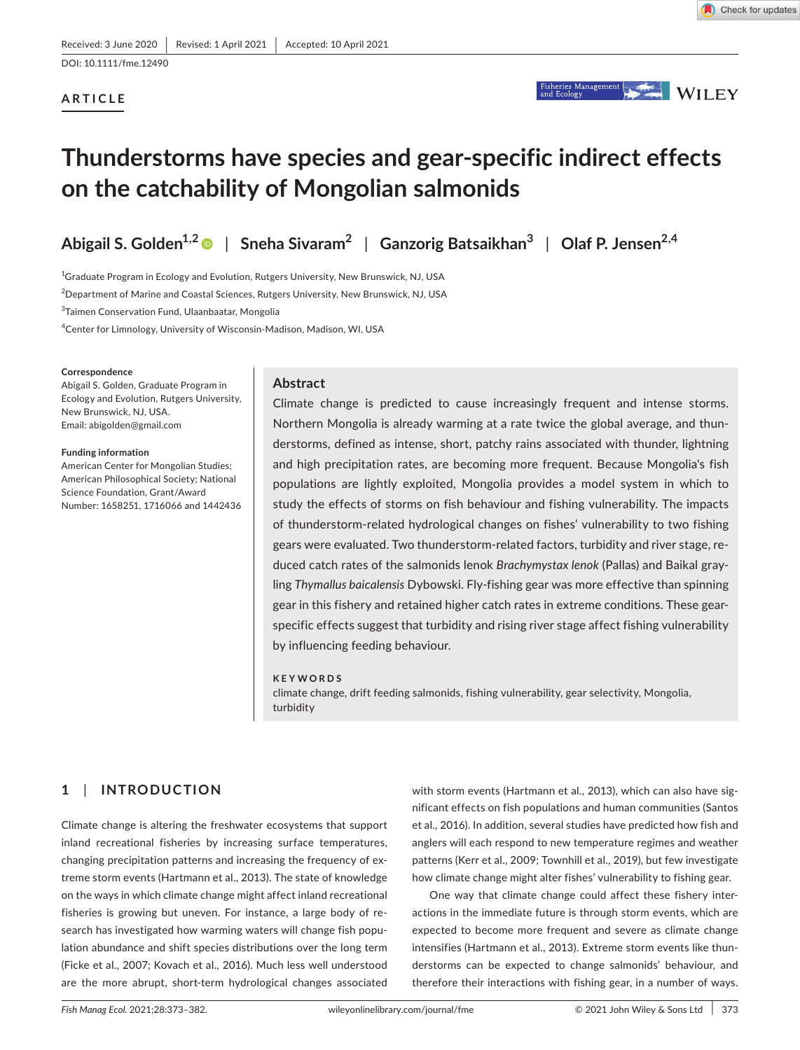Received: 3 June 2020 | Revised: 1 April 2021 | Accepted: 10 April 2021

DOI: 10.1111/fme.12490

ARTICLE

# Thunderstorms have species and gear-specific indirect effects on the catchability of Mongolian salmonids

Abigail S. Golden[1,2] | Sneha Sivaram[2] | Ganzorig Batsaikhan[3] | Olaf P. Jensen[2,4]

[1]Graduate Program in Ecology and Evolution, Rutgers University, New Brunswick, NJ, USA

[2]Department of Marine and Coastal Sciences, Rutgers University, New Brunswick, NJ, USA

[3]Taimen Conservation Fund, Ulaanbaatar, Mongolia

[4]Center for Limnology, University of Wisconsin-Madison, Madison, WI, USA

**Correspondence**
Abigail S. Golden, Graduate Program in Ecology and Evolution, Rutgers University, New Brunswick, NJ, USA.
Email: abigolden@gmail.com

**Funding information**
American Center for Mongolian Studies; American Philosophical Society; National Science Foundation, Grant/Award Number: 1658251, 1716066 and 1442436

## Abstract

Climate change is predicted to cause increasingly frequent and intense storms. Northern Mongolia is already warming at a rate twice the global average, and thunderstorms, defined as intense, short, patchy rains associated with thunder, lightning and high precipitation rates, are becoming more frequent. Because Mongolia's fish populations are lightly exploited, Mongolia provides a model system in which to study the effects of storms on fish behaviour and fishing vulnerability. The impacts of thunderstorm-related hydrological changes on fishes' vulnerability to two fishing gears were evaluated. Two thunderstorm-related factors, turbidity and river stage, reduced catch rates of the salmonids lenok *Brachymystax lenok* (Pallas) and Baikal grayling *Thymallus baicalensis* Dybowski. Fly-fishing gear was more effective than spinning gear in this fishery and retained higher catch rates in extreme conditions. These gear-specific effects suggest that turbidity and rising river stage affect fishing vulnerability by influencing feeding behaviour.

**KEYWORDS**

climate change, drift feeding salmonids, fishing vulnerability, gear selectivity, Mongolia, turbidity

## 1 | INTRODUCTION

Climate change is altering the freshwater ecosystems that support inland recreational fisheries by increasing surface temperatures, changing precipitation patterns and increasing the frequency of extreme storm events (Hartmann et al., 2013). The state of knowledge on the ways in which climate change might affect inland recreational fisheries is growing but uneven. For instance, a large body of research has investigated how warming waters will change fish population abundance and shift species distributions over the long term (Ficke et al., 2007; Kovach et al., 2016). Much less well understood are the more abrupt, short-term hydrological changes associated with storm events (Hartmann et al., 2013), which can also have significant effects on fish populations and human communities (Santos et al., 2016). In addition, several studies have predicted how fish and anglers will each respond to new temperature regimes and weather patterns (Kerr et al., 2009; Townhill et al., 2019), but few investigate how climate change might alter fishes' vulnerability to fishing gear.

One way that climate change could affect these fishery interactions in the immediate future is through storm events, which are expected to become more frequent and severe as climate change intensifies (Hartmann et al., 2013). Extreme storm events like thunderstorms can be expected to change salmonids' behaviour, and therefore their interactions with fishing gear, in a number of ways.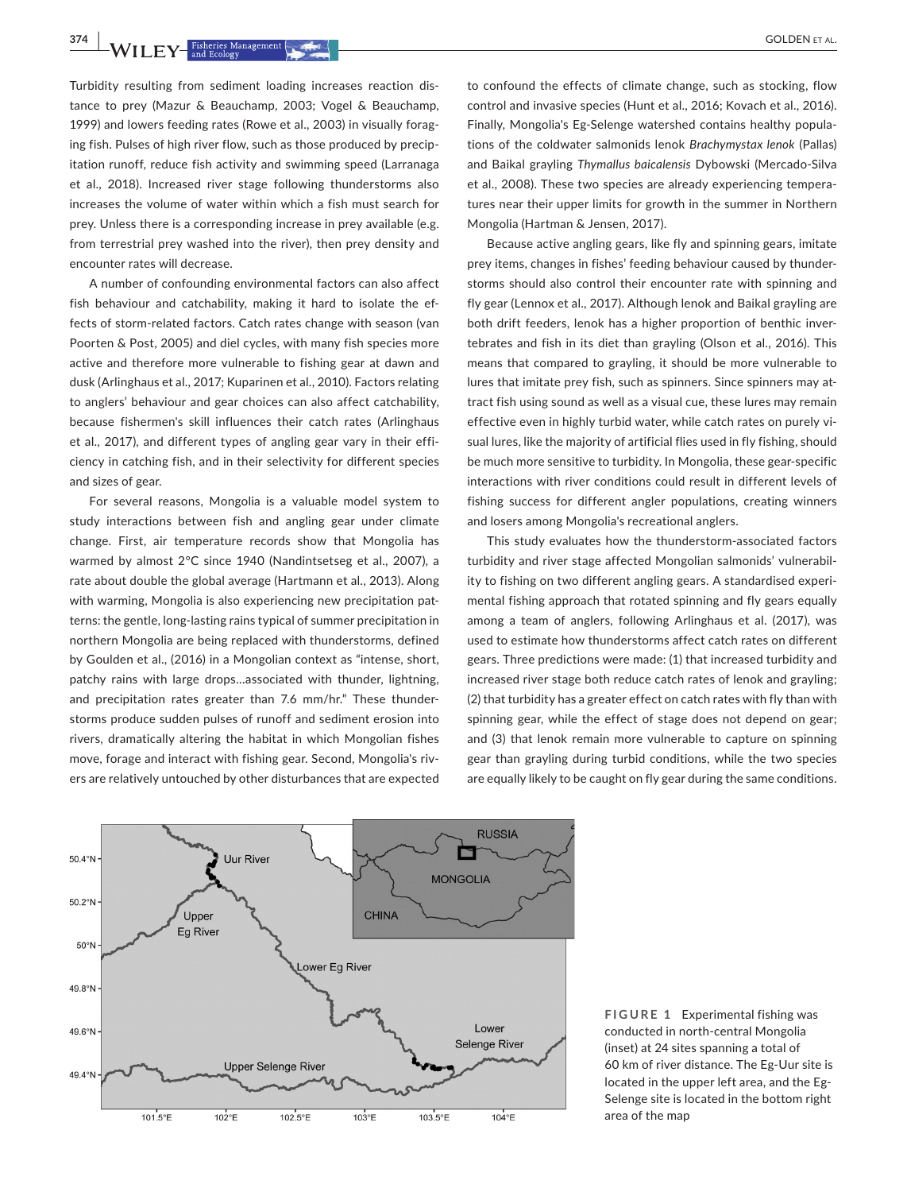Turbidity resulting from sediment loading increases reaction distance to prey (Mazur & Beauchamp, 2003; Vogel & Beauchamp, 1999) and lowers feeding rates (Rowe et al., 2003) in visually foraging fish. Pulses of high river flow, such as those produced by precipitation runoff, reduce fish activity and swimming speed (Larranaga et al., 2018). Increased river stage following thunderstorms also increases the volume of water within which a fish must search for prey. Unless there is a corresponding increase in prey available (e.g. from terrestrial prey washed into the river), then prey density and encounter rates will decrease.

A number of confounding environmental factors can also affect fish behaviour and catchability, making it hard to isolate the effects of storm-related factors. Catch rates change with season (van Poorten & Post, 2005) and diel cycles, with many fish species more active and therefore more vulnerable to fishing gear at dawn and dusk (Arlinghaus et al., 2017; Kuparinen et al., 2010). Factors relating to anglers' behaviour and gear choices can also affect catchability, because fishermen's skill influences their catch rates (Arlinghaus et al., 2017), and different types of angling gear vary in their efficiency in catching fish, and in their selectivity for different species and sizes of gear.

For several reasons, Mongolia is a valuable model system to study interactions between fish and angling gear under climate change. First, air temperature records show that Mongolia has warmed by almost 2°C since 1940 (Nandintsetseg et al., 2007), a rate about double the global average (Hartmann et al., 2013). Along with warming, Mongolia is also experiencing new precipitation patterns: the gentle, long-lasting rains typical of summer precipitation in northern Mongolia are being replaced with thunderstorms, defined by Goulden et al., (2016) in a Mongolian context as "intense, short, patchy rains with large drops…associated with thunder, lightning, and precipitation rates greater than 7.6 mm/hr." These thunderstorms produce sudden pulses of runoff and sediment erosion into rivers, dramatically altering the habitat in which Mongolian fishes move, forage and interact with fishing gear. Second, Mongolia's rivers are relatively untouched by other disturbances that are expected to confound the effects of climate change, such as stocking, flow control and invasive species (Hunt et al., 2016; Kovach et al., 2016). Finally, Mongolia's Eg-Selenge watershed contains healthy populations of the coldwater salmonids lenok *Brachymystax lenok* (Pallas) and Baikal grayling *Thymallus baicalensis* Dybowski (Mercado-Silva et al., 2008). These two species are already experiencing temperatures near their upper limits for growth in the summer in Northern Mongolia (Hartman & Jensen, 2017).

Because active angling gears, like fly and spinning gears, imitate prey items, changes in fishes' feeding behaviour caused by thunderstorms should also control their encounter rate with spinning and fly gear (Lennox et al., 2017). Although lenok and Baikal grayling are both drift feeders, lenok has a higher proportion of benthic invertebrates and fish in its diet than grayling (Olson et al., 2016). This means that compared to grayling, it should be more vulnerable to lures that imitate prey fish, such as spinners. Since spinners may attract fish using sound as well as a visual cue, these lures may remain effective even in highly turbid water, while catch rates on purely visual lures, like the majority of artificial flies used in fly fishing, should be much more sensitive to turbidity. In Mongolia, these gear-specific interactions with river conditions could result in different levels of fishing success for different angler populations, creating winners and losers among Mongolia's recreational anglers.

This study evaluates how the thunderstorm-associated factors turbidity and river stage affected Mongolian salmonids' vulnerability to fishing on two different angling gears. A standardised experimental fishing approach that rotated spinning and fly gears equally among a team of anglers, following Arlinghaus et al. (2017), was used to estimate how thunderstorms affect catch rates on different gears. Three predictions were made: (1) that increased turbidity and increased river stage both reduce catch rates of lenok and grayling; (2) that turbidity has a greater effect on catch rates with fly than with spinning gear, while the effect of stage does not depend on gear; and (3) that lenok remain more vulnerable to capture on spinning gear than grayling during turbid conditions, while the two species are equally likely to be caught on fly gear during the same conditions.

**FIGURE 1** Experimental fishing was conducted in north-central Mongolia (inset) at 24 sites spanning a total of 60 km of river distance. The Eg-Uur site is located in the upper left area, and the Eg-Selenge site is located in the bottom right area of the map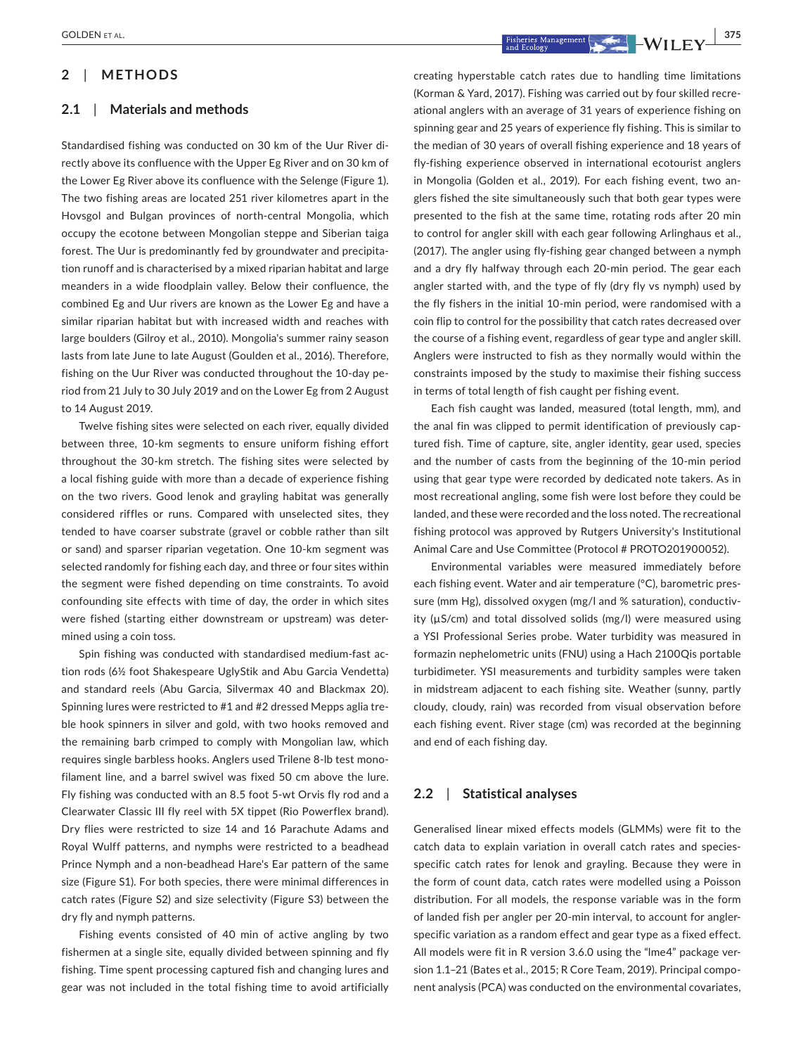## 2 | METHODS

### 2.1 | Materials and methods

Standardised fishing was conducted on 30 km of the Uur River directly above its confluence with the Upper Eg River and on 30 km of the Lower Eg River above its confluence with the Selenge (Figure 1). The two fishing areas are located 251 river kilometres apart in the Hovsgol and Bulgan provinces of north-central Mongolia, which occupy the ecotone between Mongolian steppe and Siberian taiga forest. The Uur is predominantly fed by groundwater and precipitation runoff and is characterised by a mixed riparian habitat and large meanders in a wide floodplain valley. Below their confluence, the combined Eg and Uur rivers are known as the Lower Eg and have a similar riparian habitat but with increased width and reaches with large boulders (Gilroy et al., 2010). Mongolia's summer rainy season lasts from late June to late August (Goulden et al., 2016). Therefore, fishing on the Uur River was conducted throughout the 10-day period from 21 July to 30 July 2019 and on the Lower Eg from 2 August to 14 August 2019.

Twelve fishing sites were selected on each river, equally divided between three, 10-km segments to ensure uniform fishing effort throughout the 30-km stretch. The fishing sites were selected by a local fishing guide with more than a decade of experience fishing on the two rivers. Good lenok and grayling habitat was generally considered riffles or runs. Compared with unselected sites, they tended to have coarser substrate (gravel or cobble rather than silt or sand) and sparser riparian vegetation. One 10-km segment was selected randomly for fishing each day, and three or four sites within the segment were fished depending on time constraints. To avoid confounding site effects with time of day, the order in which sites were fished (starting either downstream or upstream) was determined using a coin toss.

Spin fishing was conducted with standardised medium-fast action rods (6½ foot Shakespeare UglyStik and Abu Garcia Vendetta) and standard reels (Abu Garcia, Silvermax 40 and Blackmax 20). Spinning lures were restricted to #1 and #2 dressed Mepps aglia treble hook spinners in silver and gold, with two hooks removed and the remaining barb crimped to comply with Mongolian law, which requires single barbless hooks. Anglers used Trilene 8-lb test monofilament line, and a barrel swivel was fixed 50 cm above the lure. Fly fishing was conducted with an 8.5 foot 5-wt Orvis fly rod and a Clearwater Classic III fly reel with 5X tippet (Rio Powerflex brand). Dry flies were restricted to size 14 and 16 Parachute Adams and Royal Wulff patterns, and nymphs were restricted to a beadhead Prince Nymph and a non-beadhead Hare's Ear pattern of the same size (Figure S1). For both species, there were minimal differences in catch rates (Figure S2) and size selectivity (Figure S3) between the dry fly and nymph patterns.

Fishing events consisted of 40 min of active angling by two fishermen at a single site, equally divided between spinning and fly fishing. Time spent processing captured fish and changing lures and gear was not included in the total fishing time to avoid artificially creating hyperstable catch rates due to handling time limitations (Korman & Yard, 2017). Fishing was carried out by four skilled recreational anglers with an average of 31 years of experience fishing on spinning gear and 25 years of experience fly fishing. This is similar to the median of 30 years of overall fishing experience and 18 years of fly-fishing experience observed in international ecotourist anglers in Mongolia (Golden et al., 2019). For each fishing event, two anglers fished the site simultaneously such that both gear types were presented to the fish at the same time, rotating rods after 20 min to control for angler skill with each gear following Arlinghaus et al., (2017). The angler using fly-fishing gear changed between a nymph and a dry fly halfway through each 20-min period. The gear each angler started with, and the type of fly (dry fly vs nymph) used by the fly fishers in the initial 10-min period, were randomised with a coin flip to control for the possibility that catch rates decreased over the course of a fishing event, regardless of gear type and angler skill. Anglers were instructed to fish as they normally would within the constraints imposed by the study to maximise their fishing success in terms of total length of fish caught per fishing event.

Each fish caught was landed, measured (total length, mm), and the anal fin was clipped to permit identification of previously captured fish. Time of capture, site, angler identity, gear used, species and the number of casts from the beginning of the 10-min period using that gear type were recorded by dedicated note takers. As in most recreational angling, some fish were lost before they could be landed, and these were recorded and the loss noted. The recreational fishing protocol was approved by Rutgers University's Institutional Animal Care and Use Committee (Protocol # PROTO201900052).

Environmental variables were measured immediately before each fishing event. Water and air temperature (°C), barometric pressure (mm Hg), dissolved oxygen (mg/l and % saturation), conductivity (µS/cm) and total dissolved solids (mg/l) were measured using a YSI Professional Series probe. Water turbidity was measured in formazin nephelometric units (FNU) using a Hach 2100Qis portable turbidimeter. YSI measurements and turbidity samples were taken in midstream adjacent to each fishing site. Weather (sunny, partly cloudy, cloudy, rain) was recorded from visual observation before each fishing event. River stage (cm) was recorded at the beginning and end of each fishing day.

### 2.2 | Statistical analyses

Generalised linear mixed effects models (GLMMs) were fit to the catch data to explain variation in overall catch rates and species-specific catch rates for lenok and grayling. Because they were in the form of count data, catch rates were modelled using a Poisson distribution. For all models, the response variable was in the form of landed fish per angler per 20-min interval, to account for angler-specific variation as a random effect and gear type as a fixed effect. All models were fit in R version 3.6.0 using the "lme4" package version 1.1–21 (Bates et al., 2015; R Core Team, 2019). Principal component analysis (PCA) was conducted on the environmental covariates,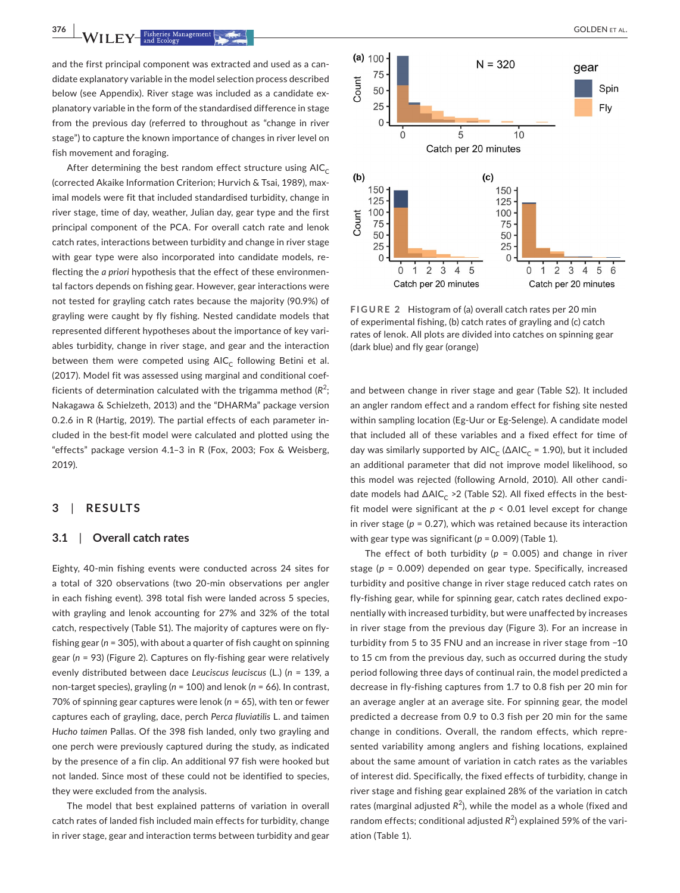and the first principal component was extracted and used as a candidate explanatory variable in the model selection process described below (see Appendix). River stage was included as a candidate explanatory variable in the form of the standardised difference in stage from the previous day (referred to throughout as "change in river stage") to capture the known importance of changes in river level on fish movement and foraging.

After determining the best random effect structure using $AIC_C$ (corrected Akaike Information Criterion; Hurvich & Tsai, 1989), maximal models were fit that included standardised turbidity, change in river stage, time of day, weather, Julian day, gear type and the first principal component of the PCA. For overall catch rate and lenok catch rates, interactions between turbidity and change in river stage with gear type were also incorporated into candidate models, reflecting the *a priori* hypothesis that the effect of these environmental factors depends on fishing gear. However, gear interactions were not tested for grayling catch rates because the majority (90.9%) of grayling were caught by fly fishing. Nested candidate models that represented different hypotheses about the importance of key variables turbidity, change in river stage, and gear and the interaction between them were competed using $AIC_C$ following Betini et al. (2017). Model fit was assessed using marginal and conditional coefficients of determination calculated with the trigamma method ($R^2$; Nakagawa & Schielzeth, 2013) and the "DHARMa" package version 0.2.6 in R (Hartig, 2019). The partial effects of each parameter included in the best-fit model were calculated and plotted using the "effects" package version 4.1–3 in R (Fox, 2003; Fox & Weisberg, 2019).

## 3 | RESULTS

### 3.1 | Overall catch rates

Eighty, 40-min fishing events were conducted across 24 sites for a total of 320 observations (two 20-min observations per angler in each fishing event). 398 total fish were landed across 5 species, with grayling and lenok accounting for 27% and 32% of the total catch, respectively (Table S1). The majority of captures were on fly-fishing gear ($n$ = 305), with about a quarter of fish caught on spinning gear ($n$ = 93) (Figure 2). Captures on fly-fishing gear were relatively evenly distributed between dace *Leuciscus leuciscus* (L.) ($n$ = 139, a non-target species), grayling ($n$ = 100) and lenok ($n$ = 66). In contrast, 70% of spinning gear captures were lenok ($n$ = 65), with ten or fewer captures each of grayling, dace, perch *Perca fluviatilis* L. and taimen *Hucho taimen* Pallas. Of the 398 fish landed, only two grayling and one perch were previously captured during the study, as indicated by the presence of a fin clip. An additional 97 fish were hooked but not landed. Since most of these could not be identified to species, they were excluded from the analysis.

The model that best explained patterns of variation in overall catch rates of landed fish included main effects for turbidity, change in river stage, gear and interaction terms between turbidity and gear and between change in river stage and gear (Table S2). It included an angler random effect and a random effect for fishing site nested within sampling location (Eg-Uur or Eg-Selenge). A candidate model that included all of these variables and a fixed effect for time of day was similarly supported by $AIC_C$ ($\Delta AIC_C$ = 1.90), but it included an additional parameter that did not improve model likelihood, so this model was rejected (following Arnold, 2010). All other candidate models had $\Delta AIC_C$ >2 (Table S2). All fixed effects in the best-fit model were significant at the $p$ < 0.01 level except for change in river stage ($p$ = 0.27), which was retained because its interaction with gear type was significant ($p$ = 0.009) (Table 1).

The effect of both turbidity ($p$ = 0.005) and change in river stage ($p$ = 0.009) depended on gear type. Specifically, increased turbidity and positive change in river stage reduced catch rates on fly-fishing gear, while for spinning gear, catch rates declined exponentially with increased turbidity, but were unaffected by increases in river stage from the previous day (Figure 3). For an increase in turbidity from 5 to 35 FNU and an increase in river stage from −10 to 15 cm from the previous day, such as occurred during the study period following three days of continual rain, the model predicted a decrease in fly-fishing captures from 1.7 to 0.8 fish per 20 min for an average angler at an average site. For spinning gear, the model predicted a decrease from 0.9 to 0.3 fish per 20 min for the same change in conditions. Overall, the random effects, which represented variability among anglers and fishing locations, explained about the same amount of variation in catch rates as the variables of interest did. Specifically, the fixed effects of turbidity, change in river stage and fishing gear explained 28% of the variation in catch rates (marginal adjusted $R^2$), while the model as a whole (fixed and random effects; conditional adjusted $R^2$) explained 59% of the variation (Table 1).

FIGURE 2 Histogram of (a) overall catch rates per 20 min of experimental fishing, (b) catch rates of grayling and (c) catch rates of lenok. All plots are divided into catches on spinning gear (dark blue) and fly gear (orange)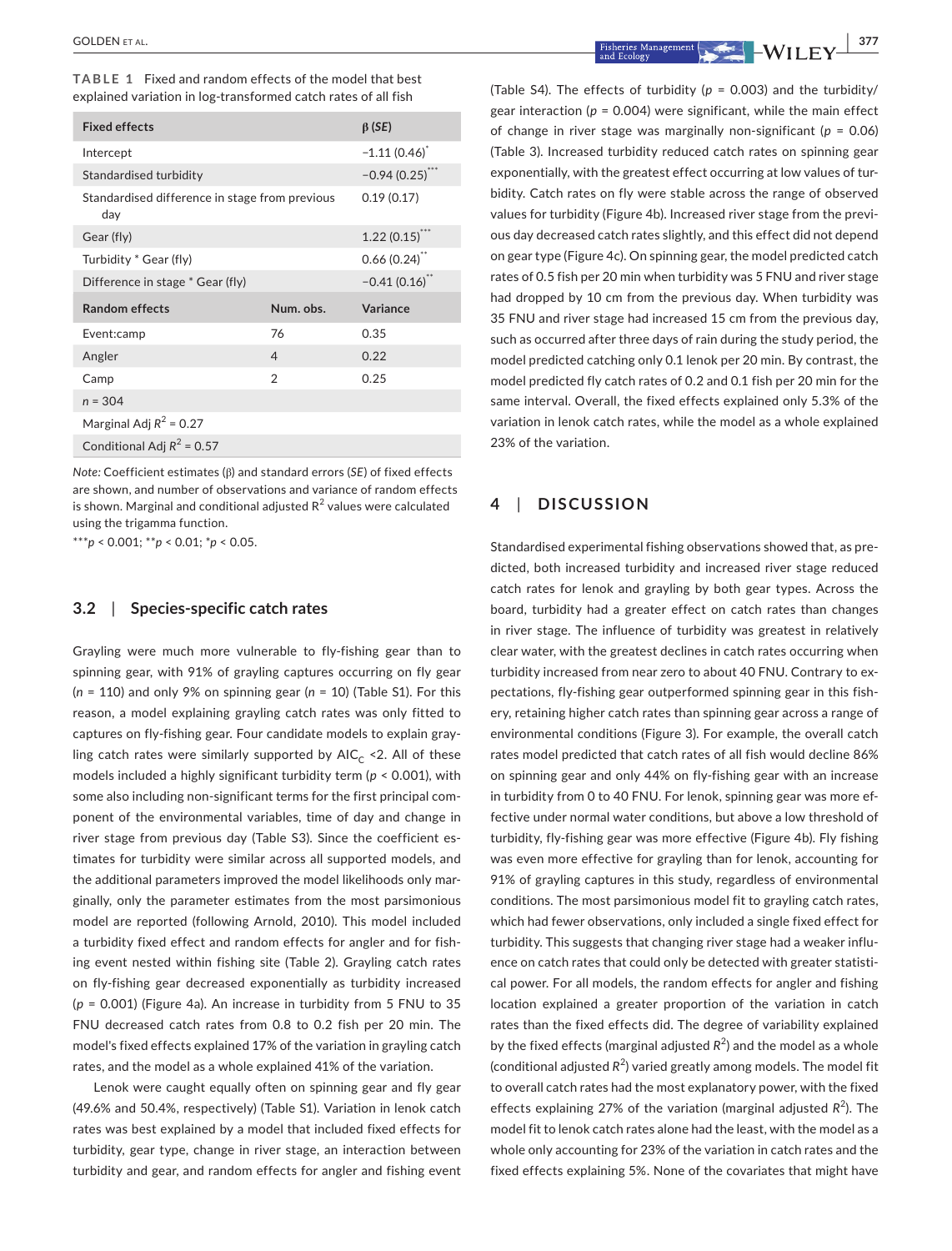**TABLE 1** Fixed and random effects of the model that best explained variation in log-transformed catch rates of all fish

| Fixed effects | | β (SE) |
|---|---|---|
| Intercept | | −1.11 (0.46)* |
| Standardised turbidity | | −0.94 (0.25)*** |
| Standardised difference in stage from previous day | | 0.19 (0.17) |
| Gear (fly) | | 1.22 (0.15)*** |
| Turbidity * Gear (fly) | | 0.66 (0.24)** |
| Difference in stage * Gear (fly) | | −0.41 (0.16)** |
| **Random effects** | **Num. obs.** | **Variance** |
| Event:camp | 76 | 0.35 |
| Angler | 4 | 0.22 |
| Camp | 2 | 0.25 |
| $n$ = 304 | | |
| Marginal Adj $R^2$ = 0.27 | | |
| Conditional Adj $R^2$ = 0.57 | | |

*Note:* Coefficient estimates (β) and standard errors (*SE*) of fixed effects are shown, and number of observations and variance of random effects is shown. Marginal and conditional adjusted $R^2$ values were calculated using the trigamma function.

***$p < 0.001$; **$p < 0.01$; *$p < 0.05$.

### 3.2 | Species-specific catch rates

Grayling were much more vulnerable to fly-fishing gear than to spinning gear, with 91% of grayling captures occurring on fly gear ($n$ = 110) and only 9% on spinning gear ($n$ = 10) (Table S1). For this reason, a model explaining grayling catch rates was only fitted to captures on fly-fishing gear. Four candidate models to explain grayling catch rates were similarly supported by $AIC_C$ <2. All of these models included a highly significant turbidity term ($p < 0.001$), with some also including non-significant terms for the first principal component of the environmental variables, time of day and change in river stage from previous day (Table S3). Since the coefficient estimates for turbidity were similar across all supported models, and the additional parameters improved the model likelihoods only marginally, only the parameter estimates from the most parsimonious model are reported (following Arnold, 2010). This model included a turbidity fixed effect and random effects for angler and for fishing event nested within fishing site (Table 2). Grayling catch rates on fly-fishing gear decreased exponentially as turbidity increased ($p$ = 0.001) (Figure 4a). An increase in turbidity from 5 FNU to 35 FNU decreased catch rates from 0.8 to 0.2 fish per 20 min. The model's fixed effects explained 17% of the variation in grayling catch rates, and the model as a whole explained 41% of the variation.

Lenok were caught equally often on spinning gear and fly gear (49.6% and 50.4%, respectively) (Table S1). Variation in lenok catch rates was best explained by a model that included fixed effects for turbidity, gear type, change in river stage, an interaction between turbidity and gear, and random effects for angler and fishing event (Table S4). The effects of turbidity ($p$ = 0.003) and the turbidity/gear interaction ($p$ = 0.004) were significant, while the main effect of change in river stage was marginally non-significant ($p$ = 0.06) (Table 3). Increased turbidity reduced catch rates on spinning gear exponentially, with the greatest effect occurring at low values of turbidity. Catch rates on fly were stable across the range of observed values for turbidity (Figure 4b). Increased river stage from the previous day decreased catch rates slightly, and this effect did not depend on gear type (Figure 4c). On spinning gear, the model predicted catch rates of 0.5 fish per 20 min when turbidity was 5 FNU and river stage had dropped by 10 cm from the previous day. When turbidity was 35 FNU and river stage had increased 15 cm from the previous day, such as occurred after three days of rain during the study period, the model predicted catching only 0.1 lenok per 20 min. By contrast, the model predicted fly catch rates of 0.2 and 0.1 fish per 20 min for the same interval. Overall, the fixed effects explained only 5.3% of the variation in lenok catch rates, while the model as a whole explained 23% of the variation.

## 4 | DISCUSSION

Standardised experimental fishing observations showed that, as predicted, both increased turbidity and increased river stage reduced catch rates for lenok and grayling by both gear types. Across the board, turbidity had a greater effect on catch rates than changes in river stage. The influence of turbidity was greatest in relatively clear water, with the greatest declines in catch rates occurring when turbidity increased from near zero to about 40 FNU. Contrary to expectations, fly-fishing gear outperformed spinning gear in this fishery, retaining higher catch rates than spinning gear across a range of environmental conditions (Figure 3). For example, the overall catch rates model predicted that catch rates of all fish would decline 86% on spinning gear and only 44% on fly-fishing gear with an increase in turbidity from 0 to 40 FNU. For lenok, spinning gear was more effective under normal water conditions, but above a low threshold of turbidity, fly-fishing gear was more effective (Figure 4b). Fly fishing was even more effective for grayling than for lenok, accounting for 91% of grayling captures in this study, regardless of environmental conditions. The most parsimonious model fit to grayling catch rates, which had fewer observations, only included a single fixed effect for turbidity. This suggests that changing river stage had a weaker influence on catch rates that could only be detected with greater statistical power. For all models, the random effects for angler and fishing location explained a greater proportion of the variation in catch rates than the fixed effects did. The degree of variability explained by the fixed effects (marginal adjusted $R^2$) and the model as a whole (conditional adjusted $R^2$) varied greatly among models. The model fit to overall catch rates had the most explanatory power, with the fixed effects explaining 27% of the variation (marginal adjusted $R^2$). The model fit to lenok catch rates alone had the least, with the model as a whole only accounting for 23% of the variation in catch rates and the fixed effects explaining 5%. None of the covariates that might have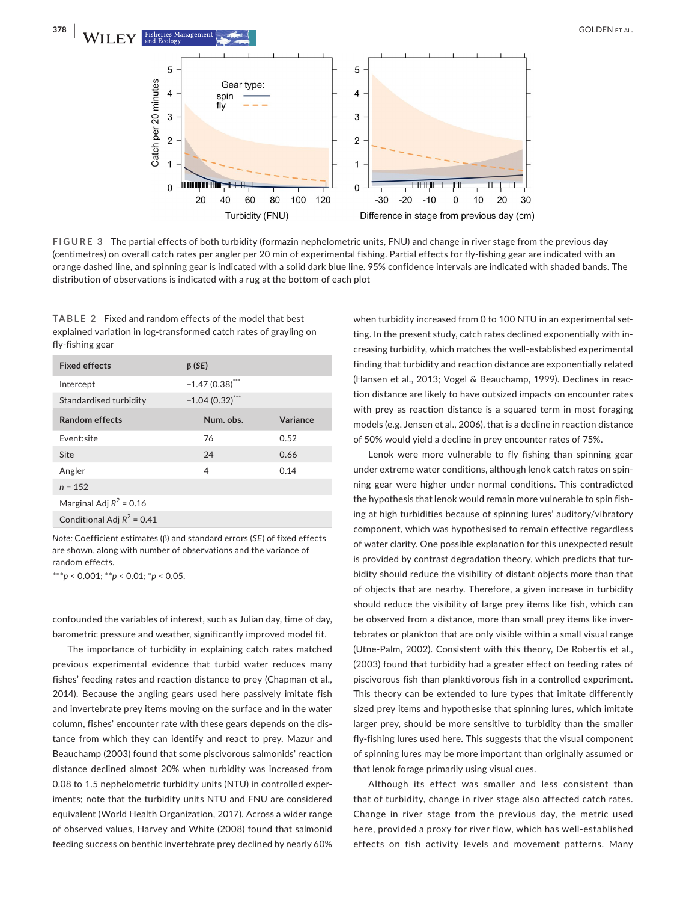FIGURE 3 The partial effects of both turbidity (formazin nephelometric units, FNU) and change in river stage from the previous day (centimetres) on overall catch rates per angler per 20 min of experimental fishing. Partial effects for fly-fishing gear are indicated with an orange dashed line, and spinning gear is indicated with a solid dark blue line. 95% confidence intervals are indicated with shaded bands. The distribution of observations is indicated with a rug at the bottom of each plot

TABLE 2 Fixed and random effects of the model that best explained variation in log-transformed catch rates of grayling on fly-fishing gear

| Fixed effects | β (SE) | |
|---|---|---|
| Intercept | −1.47 (0.38)*** | |
| Standardised turbidity | −1.04 (0.32)*** | |
| **Random effects** | **Num. obs.** | **Variance** |
| Event:site | 76 | 0.52 |
| Site | 24 | 0.66 |
| Angler | 4 | 0.14 |
| $n$ = 152 | | |
| Marginal Adj $R^2$ = 0.16 | | |
| Conditional Adj $R^2$ = 0.41 | | |

*Note:* Coefficient estimates (β) and standard errors (*SE*) of fixed effects are shown, along with number of observations and the variance of random effects.

***$p < 0.001$; **$p < 0.01$; *$p < 0.05$.

confounded the variables of interest, such as Julian day, time of day, barometric pressure and weather, significantly improved model fit.

The importance of turbidity in explaining catch rates matched previous experimental evidence that turbid water reduces many fishes' feeding rates and reaction distance to prey (Chapman et al., 2014). Because the angling gears used here passively imitate fish and invertebrate prey items moving on the surface and in the water column, fishes' encounter rate with these gears depends on the distance from which they can identify and react to prey. Mazur and Beauchamp (2003) found that some piscivorous salmonids' reaction distance declined almost 20% when turbidity was increased from 0.08 to 1.5 nephelometric turbidity units (NTU) in controlled experiments; note that the turbidity units NTU and FNU are considered equivalent (World Health Organization, 2017). Across a wider range of observed values, Harvey and White (2008) found that salmonid feeding success on benthic invertebrate prey declined by nearly 60% when turbidity increased from 0 to 100 NTU in an experimental setting. In the present study, catch rates declined exponentially with increasing turbidity, which matches the well-established experimental finding that turbidity and reaction distance are exponentially related (Hansen et al., 2013; Vogel & Beauchamp, 1999). Declines in reaction distance are likely to have outsized impacts on encounter rates with prey as reaction distance is a squared term in most foraging models (e.g. Jensen et al., 2006), that is a decline in reaction distance of 50% would yield a decline in prey encounter rates of 75%.

Lenok were more vulnerable to fly fishing than spinning gear under extreme water conditions, although lenok catch rates on spinning gear were higher under normal conditions. This contradicted the hypothesis that lenok would remain more vulnerable to spin fishing at high turbidities because of spinning lures' auditory/vibratory component, which was hypothesised to remain effective regardless of water clarity. One possible explanation for this unexpected result is provided by contrast degradation theory, which predicts that turbidity should reduce the visibility of distant objects more than that of objects that are nearby. Therefore, a given increase in turbidity should reduce the visibility of large prey items like fish, which can be observed from a distance, more than small prey items like invertebrates or plankton that are only visible within a small visual range (Utne-Palm, 2002). Consistent with this theory, De Robertis et al., (2003) found that turbidity had a greater effect on feeding rates of piscivorous fish than planktivorous fish in a controlled experiment. This theory can be extended to lure types that imitate differently sized prey items and hypothesise that spinning lures, which imitate larger prey, should be more sensitive to turbidity than the smaller fly-fishing lures used here. This suggests that the visual component of spinning lures may be more important than originally assumed or that lenok forage primarily using visual cues.

Although its effect was smaller and less consistent than that of turbidity, change in river stage also affected catch rates. Change in river stage from the previous day, the metric used here, provided a proxy for river flow, which has well-established effects on fish activity levels and movement patterns. Many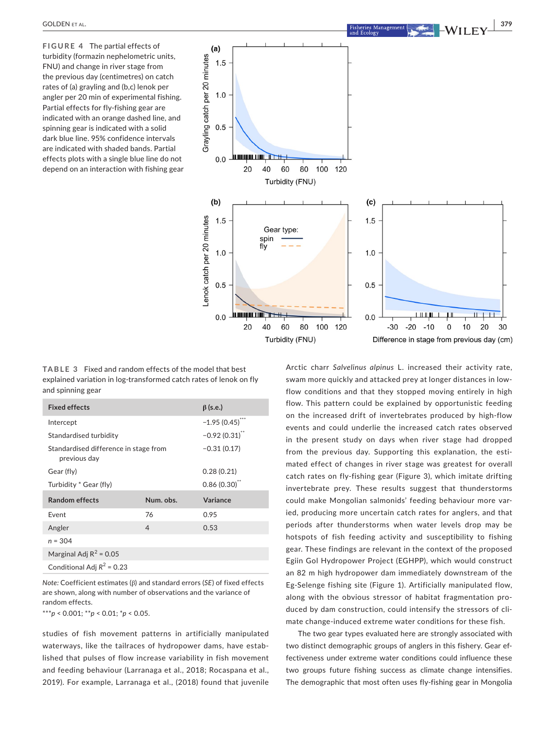**FIGURE 4** The partial effects of turbidity (formazin nephelometric units, FNU) and change in river stage from the previous day (centimetres) on catch rates of (a) grayling and (b,c) lenok per angler per 20 min of experimental fishing. Partial effects for fly-fishing gear are indicated with an orange dashed line, and spinning gear is indicated with a solid dark blue line. 95% confidence intervals are indicated with shaded bands. Partial effects plots with a single blue line do not depend on an interaction with fishing gear

**TABLE 3** Fixed and random effects of the model that best explained variation in log-transformed catch rates of lenok on fly and spinning gear

| Fixed effects | | β (s.e.) |
|---|---|---|
| Intercept | | −1.95 (0.45)*** |
| Standardised turbidity | | −0.92 (0.31)** |
| Standardised difference in stage from previous day | | −0.31 (0.17) |
| Gear (fly) | | 0.28 (0.21) |
| Turbidity * Gear (fly) | | 0.86 (0.30)** |
| **Random effects** | **Num. obs.** | **Variance** |
| Event | 76 | 0.95 |
| Angler | 4 | 0.53 |
| $n$ = 304 | | |
| Marginal Adj $R^2$ = 0.05 | | |
| Conditional Adj $R^2$ = 0.23 | | |

*Note:* Coefficient estimates (β) and standard errors (*SE*) of fixed effects are shown, along with number of observations and the variance of random effects.

***$p < 0.001$; **$p < 0.01$; *$p < 0.05$.

studies of fish movement patterns in artificially manipulated waterways, like the tailraces of hydropower dams, have established that pulses of flow increase variability in fish movement and feeding behaviour (Larranaga et al., 2018; Rocaspana et al., 2019). For example, Larranaga et al., (2018) found that juvenile Arctic charr *Salvelinus alpinus* L. increased their activity rate, swam more quickly and attacked prey at longer distances in low-flow conditions and that they stopped moving entirely in high flow. This pattern could be explained by opportunistic feeding on the increased drift of invertebrates produced by high-flow events and could underlie the increased catch rates observed in the present study on days when river stage had dropped from the previous day. Supporting this explanation, the estimated effect of changes in river stage was greatest for overall catch rates on fly-fishing gear (Figure 3), which imitate drifting invertebrate prey. These results suggest that thunderstorms could make Mongolian salmonids' feeding behaviour more varied, producing more uncertain catch rates for anglers, and that periods after thunderstorms when water levels drop may be hotspots of fish feeding activity and susceptibility to fishing gear. These findings are relevant in the context of the proposed Egiin Gol Hydropower Project (EGHPP), which would construct an 82 m high hydropower dam immediately downstream of the Eg-Selenge fishing site (Figure 1). Artificially manipulated flow, along with the obvious stressor of habitat fragmentation produced by dam construction, could intensify the stressors of climate change-induced extreme water conditions for these fish.

The two gear types evaluated here are strongly associated with two distinct demographic groups of anglers in this fishery. Gear effectiveness under extreme water conditions could influence these two groups future fishing success as climate change intensifies. The demographic that most often uses fly-fishing gear in Mongolia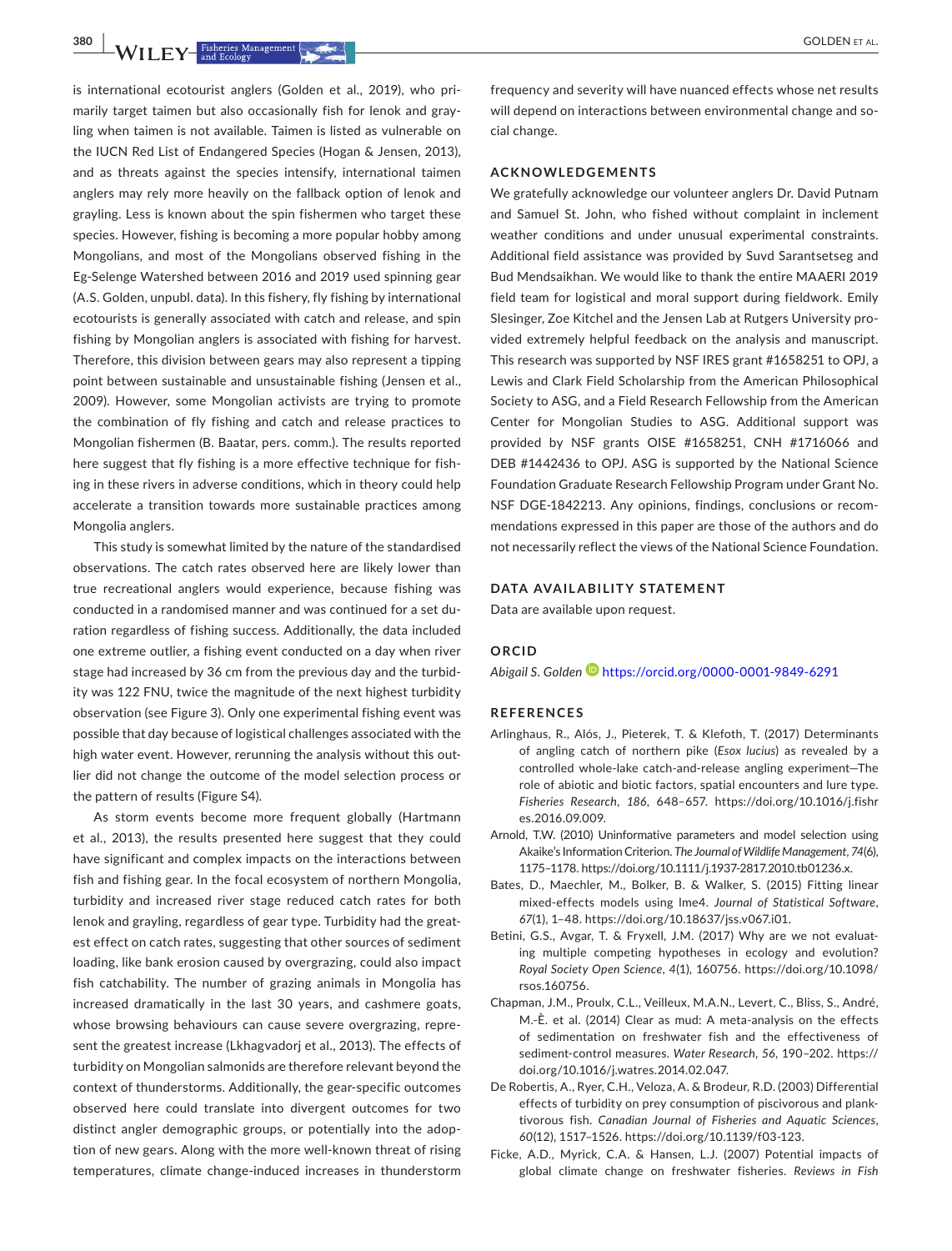is international ecotourist anglers (Golden et al., 2019), who primarily target taimen but also occasionally fish for lenok and grayling when taimen is not available. Taimen is listed as vulnerable on the IUCN Red List of Endangered Species (Hogan & Jensen, 2013), and as threats against the species intensify, international taimen anglers may rely more heavily on the fallback option of lenok and grayling. Less is known about the spin fishermen who target these species. However, fishing is becoming a more popular hobby among Mongolians, and most of the Mongolians observed fishing in the Eg-Selenge Watershed between 2016 and 2019 used spinning gear (A.S. Golden, unpubl. data). In this fishery, fly fishing by international ecotourists is generally associated with catch and release, and spin fishing by Mongolian anglers is associated with fishing for harvest. Therefore, this division between gears may also represent a tipping point between sustainable and unsustainable fishing (Jensen et al., 2009). However, some Mongolian activists are trying to promote the combination of fly fishing and catch and release practices to Mongolian fishermen (B. Baatar, pers. comm.). The results reported here suggest that fly fishing is a more effective technique for fishing in these rivers in adverse conditions, which in theory could help accelerate a transition towards more sustainable practices among Mongolia anglers.

This study is somewhat limited by the nature of the standardised observations. The catch rates observed here are likely lower than true recreational anglers would experience, because fishing was conducted in a randomised manner and was continued for a set duration regardless of fishing success. Additionally, the data included one extreme outlier, a fishing event conducted on a day when river stage had increased by 36 cm from the previous day and the turbidity was 122 FNU, twice the magnitude of the next highest turbidity observation (see Figure 3). Only one experimental fishing event was possible that day because of logistical challenges associated with the high water event. However, rerunning the analysis without this outlier did not change the outcome of the model selection process or the pattern of results (Figure S4).

As storm events become more frequent globally (Hartmann et al., 2013), the results presented here suggest that they could have significant and complex impacts on the interactions between fish and fishing gear. In the focal ecosystem of northern Mongolia, turbidity and increased river stage reduced catch rates for both lenok and grayling, regardless of gear type. Turbidity had the greatest effect on catch rates, suggesting that other sources of sediment loading, like bank erosion caused by overgrazing, could also impact fish catchability. The number of grazing animals in Mongolia has increased dramatically in the last 30 years, and cashmere goats, whose browsing behaviours can cause severe overgrazing, represent the greatest increase (Lkhagvadorj et al., 2013). The effects of turbidity on Mongolian salmonids are therefore relevant beyond the context of thunderstorms. Additionally, the gear-specific outcomes observed here could translate into divergent outcomes for two distinct angler demographic groups, or potentially into the adoption of new gears. Along with the more well-known threat of rising temperatures, climate change-induced increases in thunderstorm frequency and severity will have nuanced effects whose net results will depend on interactions between environmental change and social change.

## ACKNOWLEDGEMENTS

We gratefully acknowledge our volunteer anglers Dr. David Putnam and Samuel St. John, who fished without complaint in inclement weather conditions and under unusual experimental constraints. Additional field assistance was provided by Suvd Sarantsetseg and Bud Mendsaikhan. We would like to thank the entire MAAERI 2019 field team for logistical and moral support during fieldwork. Emily Slesinger, Zoe Kitchel and the Jensen Lab at Rutgers University provided extremely helpful feedback on the analysis and manuscript. This research was supported by NSF IRES grant #1658251 to OPJ, a Lewis and Clark Field Scholarship from the American Philosophical Society to ASG, and a Field Research Fellowship from the American Center for Mongolian Studies to ASG. Additional support was provided by NSF grants OISE #1658251, CNH #1716066 and DEB #1442436 to OPJ. ASG is supported by the National Science Foundation Graduate Research Fellowship Program under Grant No. NSF DGE-1842213. Any opinions, findings, conclusions or recommendations expressed in this paper are those of the authors and do not necessarily reflect the views of the National Science Foundation.

## DATA AVAILABILITY STATEMENT

Data are available upon request.

## ORCID

*Abigail S. Golden* https://orcid.org/0000-0001-9849-6291

## REFERENCES

Arlinghaus, R., Alós, J., Pieterek, T. & Klefoth, T. (2017) Determinants of angling catch of northern pike (*Esox lucius*) as revealed by a controlled whole-lake catch-and-release angling experiment—The role of abiotic and biotic factors, spatial encounters and lure type. *Fisheries Research*, *186*, 648–657. https://doi.org/10.1016/j.fishres.2016.09.009.

Arnold, T.W. (2010) Uninformative parameters and model selection using Akaike's Information Criterion. *The Journal of Wildlife Management*, *74*(6), 1175–1178. https://doi.org/10.1111/j.1937-2817.2010.tb01236.x.

Bates, D., Maechler, M., Bolker, B. & Walker, S. (2015) Fitting linear mixed-effects models using lme4. *Journal of Statistical Software*, *67*(1), 1–48. https://doi.org/10.18637/jss.v067.i01.

Betini, G.S., Avgar, T. & Fryxell, J.M. (2017) Why are we not evaluating multiple competing hypotheses in ecology and evolution? *Royal Society Open Science*, *4*(1), 160756. https://doi.org/10.1098/rsos.160756.

Chapman, J.M., Proulx, C.L., Veilleux, M.A.N., Levert, C., Bliss, S., André, M.-È. et al. (2014) Clear as mud: A meta-analysis on the effects of sedimentation on freshwater fish and the effectiveness of sediment-control measures. *Water Research*, *56*, 190–202. https://doi.org/10.1016/j.watres.2014.02.047.

De Robertis, A., Ryer, C.H., Veloza, A. & Brodeur, R.D. (2003) Differential effects of turbidity on prey consumption of piscivorous and planktivorous fish. *Canadian Journal of Fisheries and Aquatic Sciences*, *60*(12), 1517–1526. https://doi.org/10.1139/f03-123.

Ficke, A.D., Myrick, C.A. & Hansen, L.J. (2007) Potential impacts of global climate change on freshwater fisheries. *Reviews in Fish*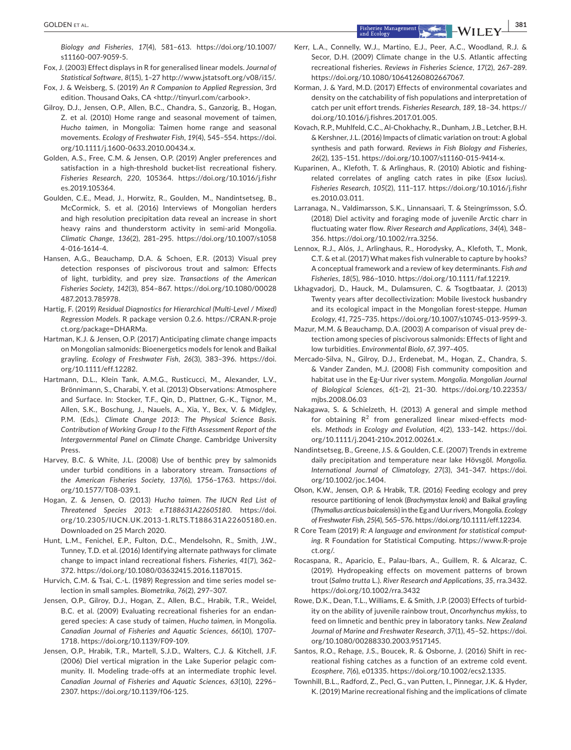*Biology and Fisheries*, *17*(4), 581–613. https://doi.org/10.1007/s11160-007-9059-5.

Fox, J. (2003) Effect displays in R for generalised linear models. *Journal of Statistical Software*, *8*(15), 1–27 http://www.jstatsoft.org/v08/i15/.

Fox, J. & Weisberg, S. (2019) *An R Companion to Applied Regression*, 3rd edition. Thousand Oaks, CA <http://tinyurl.com/carbook>.

Gilroy, D.J., Jensen, O.P., Allen, B.C., Chandra, S., Ganzorig, B., Hogan, Z. et al. (2010) Home range and seasonal movement of taimen, *Hucho taimen*, in Mongolia: Taimen home range and seasonal movements. *Ecology of Freshwater Fish*, *19*(4), 545–554. https://doi.org/10.1111/j.1600-0633.2010.00434.x.

Golden, A.S., Free, C.M. & Jensen, O.P. (2019) Angler preferences and satisfaction in a high-threshold bucket-list recreational fishery. *Fisheries Research*, *220*, 105364. https://doi.org/10.1016/j.fishres.2019.105364.

Goulden, C.E., Mead, J., Horwitz, R., Goulden, M., Nandintsetseg, B., McCormick, S. et al. (2016) Interviews of Mongolian herders and high resolution precipitation data reveal an increase in short heavy rains and thunderstorm activity in semi-arid Mongolia. *Climatic Change*, *136*(2), 281–295. https://doi.org/10.1007/s10584-016-1614-4.

Hansen, A.G., Beauchamp, D.A. & Schoen, E.R. (2013) Visual prey detection responses of piscivorous trout and salmon: Effects of light, turbidity, and prey size. *Transactions of the American Fisheries Society*, *142*(3), 854–867. https://doi.org/10.1080/00028487.2013.785978.

Hartig, F. (2019) *Residual Diagnostics for Hierarchical (Multi-Level / Mixed) Regression Models*. R package version 0.2.6. https://CRAN.R-project.org/package=DHARMa.

Hartman, K.J. & Jensen, O.P. (2017) Anticipating climate change impacts on Mongolian salmonids: Bioenergetics models for lenok and Baikal grayling. *Ecology of Freshwater Fish*, *26*(3), 383–396. https://doi.org/10.1111/eff.12282.

Hartmann, D.L., Klein Tank, A.M.G., Rusticucci, M., Alexander, L.V., Brönnimann, S., Charabi, Y. et al. (2013) Observations: Atmosphere and Surface. In: Stocker, T.F., Qin, D., Plattner, G.-K., Tignor, M., Allen, S.K., Boschung, J., Nauels, A., Xia, Y., Bex, V. & Midgley, P.M. (Eds.). *Climate Change 2013: The Physical Science Basis. Contribution of Working Group I to the Fifth Assessment Report of the Intergovernmental Panel on Climate Change*. Cambridge University Press.

Harvey, B.C. & White, J.L. (2008) Use of benthic prey by salmonids under turbid conditions in a laboratory stream. *Transactions of the American Fisheries Society*, *137*(6), 1756–1763. https://doi.org/10.1577/T08-039.1.

Hogan, Z. & Jensen, O. (2013) *Hucho taimen. The IUCN Red List of Threatened Species 2013: e.T188631A22605180*. https://doi.org/10.2305/IUCN.UK.2013-1.RLTS.T188631A22605180.en. Downloaded on 25 March 2020.

Hunt, L.M., Fenichel, E.P., Fulton, D.C., Mendelsohn, R., Smith, J.W., Tunney, T.D. et al. (2016) Identifying alternate pathways for climate change to impact inland recreational fishers. *Fisheries*, *41*(7), 362–372. https://doi.org/10.1080/03632415.2016.1187015.

Hurvich, C.M. & Tsai, C.-L. (1989) Regression and time series model selection in small samples. *Biometrika*, *76*(2), 297–307.

Jensen, O.P., Gilroy, D.J., Hogan, Z., Allen, B.C., Hrabik, T.R., Weidel, B.C. et al. (2009) Evaluating recreational fisheries for an endangered species: A case study of taimen, *Hucho taimen*, in Mongolia. *Canadian Journal of Fisheries and Aquatic Sciences*, *66*(10), 1707–1718. https://doi.org/10.1139/F09-109.

Jensen, O.P., Hrabik, T.R., Martell, S.J.D., Walters, C.J. & Kitchell, J.F. (2006) Diel vertical migration in the Lake Superior pelagic community. II. Modeling trade-offs at an intermediate trophic level. *Canadian Journal of Fisheries and Aquatic Sciences*, *63*(10), 2296–2307. https://doi.org/10.1139/f06-125.

Kerr, L.A., Connelly, W.J., Martino, E.J., Peer, A.C., Woodland, R.J. & Secor, D.H. (2009) Climate change in the U.S. Atlantic affecting recreational fisheries. *Reviews in Fisheries Science*, *17*(2), 267–289. https://doi.org/10.1080/10641260802667067.

Korman, J. & Yard, M.D. (2017) Effects of environmental covariates and density on the catchability of fish populations and interpretation of catch per unit effort trends. *Fisheries Research*, *189*, 18–34. https://doi.org/10.1016/j.fishres.2017.01.005.

Kovach, R.P., Muhlfeld, C.C., Al-Chokhachy, R., Dunham, J.B., Letcher, B.H. & Kershner, J.L. (2016) Impacts of climatic variation on trout: A global synthesis and path forward. *Reviews in Fish Biology and Fisheries*, *26*(2), 135–151. https://doi.org/10.1007/s11160-015-9414-x.

Kuparinen, A., Klefoth, T. & Arlinghaus, R. (2010) Abiotic and fishing-related correlates of angling catch rates in pike (*Esox lucius*). *Fisheries Research*, *105*(2), 111–117. https://doi.org/10.1016/j.fishres.2010.03.011.

Larranaga, N., Valdimarsson, S.K., Linnansaari, T. & Steingrímsson, S.Ó. (2018) Diel activity and foraging mode of juvenile Arctic charr in fluctuating water flow. *River Research and Applications*, *34*(4), 348–356. https://doi.org/10.1002/rra.3256.

Lennox, R.J., Alós, J., Arlinghaus, R., Horodysky, A., Klefoth, T., Monk, C.T. & et al. (2017) What makes fish vulnerable to capture by hooks? A conceptual framework and a review of key determinants. *Fish and Fisheries*, *18*(5), 986–1010. https://doi.org/10.1111/faf.12219.

Lkhagvadorj, D., Hauck, M., Dulamsuren, C. & Tsogtbaatar, J. (2013) Twenty years after decollectivization: Mobile livestock husbandry and its ecological impact in the Mongolian forest-steppe. *Human Ecology*, *41*, 725–735. https://doi.org/10.1007/s10745-013-9599-3.

Mazur, M.M. & Beauchamp, D.A. (2003) A comparison of visual prey detection among species of piscivorous salmonids: Effects of light and low turbidities. *Environmental Biolo*, *67*, 397–405.

Mercado-Silva, N., Gilroy, D.J., Erdenebat, M., Hogan, Z., Chandra, S. & Vander Zanden, M.J. (2008) Fish community composition and habitat use in the Eg-Uur river system. *Mongolia. Mongolian Journal of Biological Sciences*, *6*(1–2), 21–30. https://doi.org/10.22353/mjbs.2008.06.03

Nakagawa, S. & Schielzeth, H. (2013) A general and simple method for obtaining $R^2$ from generalized linear mixed-effects models. *Methods in Ecology and Evolution*, *4*(2), 133–142. https://doi.org/10.1111/j.2041-210x.2012.00261.x.

Nandintsetseg, B., Greene, J.S. & Goulden, C.E. (2007) Trends in extreme daily precipitation and temperature near lake Hövsgöl. *Mongolia. International Journal of Climatology*, *27*(3), 341–347. https://doi.org/10.1002/joc.1404.

Olson, K.W., Jensen, O.P. & Hrabik, T.R. (2016) Feeding ecology and prey resource partitioning of lenok (*Brachymystax lenok*) and Baikal grayling (*Thymallus arcticus baicalensis*) in the Eg and Uur rivers, Mongolia. *Ecology of Freshwater Fish*, *25*(4), 565–576. https://doi.org/10.1111/eff.12234.

R Core Team (2019) *R: A language and environment for statistical computing*. R Foundation for Statistical Computing. https://www.R-project.org/.

Rocaspana, R., Aparicio, E., Palau-Ibars, A., Guillem, R. & Alcaraz, C. (2019). Hydropeaking effects on movement patterns of brown trout (*Salmo trutta* L.). *River Research and Applications*, *35*, rra.3432. https://doi.org/10.1002/rra.3432

Rowe, D.K., Dean, T.L., Williams, E. & Smith, J.P. (2003) Effects of turbidity on the ability of juvenile rainbow trout, *Oncorhynchus mykiss*, to feed on limnetic and benthic prey in laboratory tanks. *New Zealand Journal of Marine and Freshwater Research*, *37*(1), 45–52. https://doi.org/10.1080/00288330.2003.9517145.

Santos, R.O., Rehage, J.S., Boucek, R. & Osborne, J. (2016) Shift in recreational fishing catches as a function of an extreme cold event. *Ecosphere*, *7*(6), e01335. https://doi.org/10.1002/ecs2.1335.

Townhill, B.L., Radford, Z., Pecl, G., van Putten, I., Pinnegar, J.K. & Hyder, K. (2019) Marine recreational fishing and the implications of climate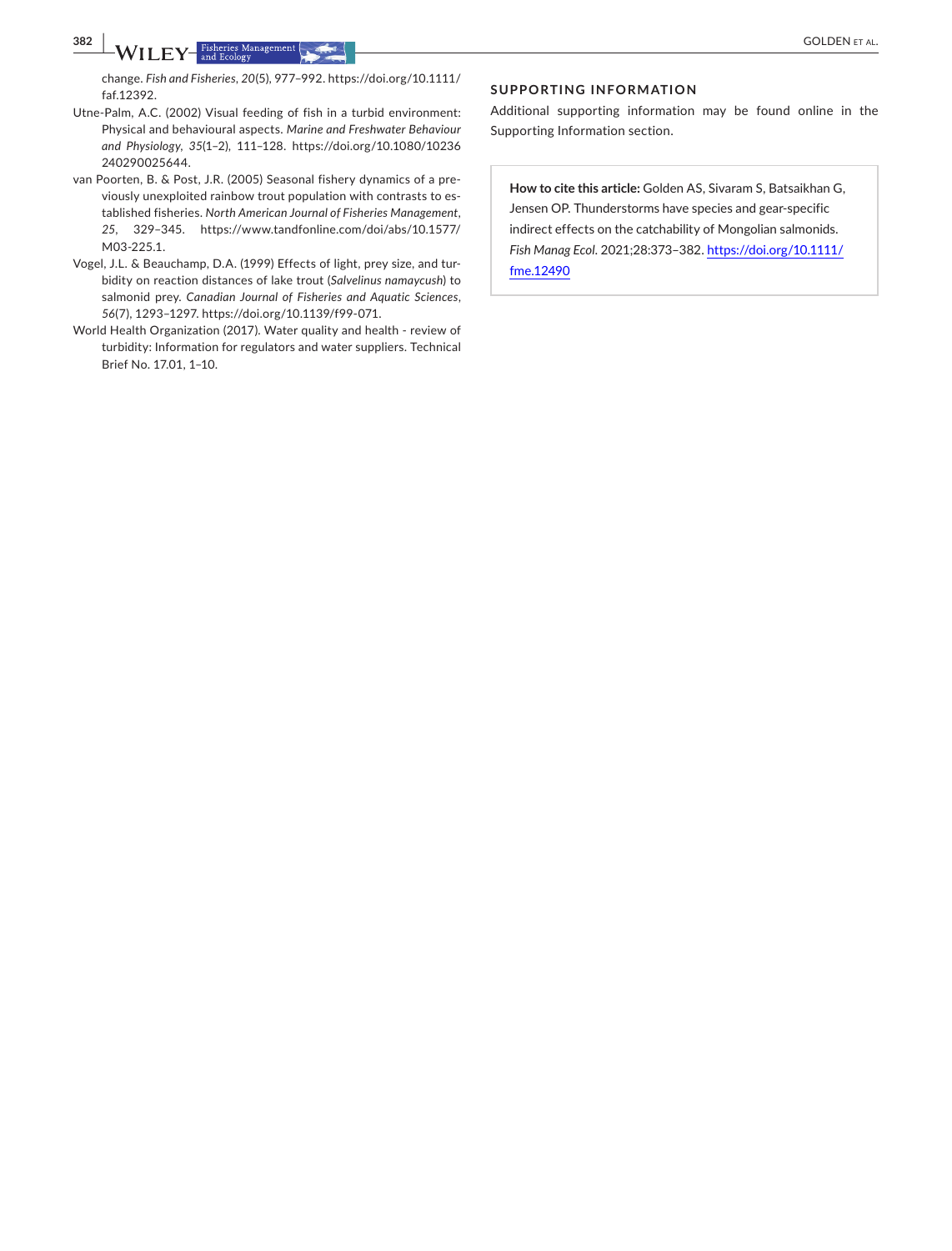change. *Fish and Fisheries*, *20*(5), 977–992. https://doi.org/10.1111/faf.12392.

Utne-Palm, A.C. (2002) Visual feeding of fish in a turbid environment: Physical and behavioural aspects. *Marine and Freshwater Behaviour and Physiology*, *35*(1–2), 111–128. https://doi.org/10.1080/10236240290025644.

van Poorten, B. & Post, J.R. (2005) Seasonal fishery dynamics of a previously unexploited rainbow trout population with contrasts to established fisheries. *North American Journal of Fisheries Management*, *25*, 329–345. https://www.tandfonline.com/doi/abs/10.1577/M03-225.1.

Vogel, J.L. & Beauchamp, D.A. (1999) Effects of light, prey size, and turbidity on reaction distances of lake trout (*Salvelinus namaycush*) to salmonid prey. *Canadian Journal of Fisheries and Aquatic Sciences*, *56*(7), 1293–1297. https://doi.org/10.1139/f99-071.

World Health Organization (2017). Water quality and health - review of turbidity: Information for regulators and water suppliers. Technical Brief No. 17.01, 1–10.

## SUPPORTING INFORMATION

Additional supporting information may be found online in the Supporting Information section.

**How to cite this article:** Golden AS, Sivaram S, Batsaikhan G, Jensen OP. Thunderstorms have species and gear-specific indirect effects on the catchability of Mongolian salmonids. *Fish Manag Ecol*. 2021;28:373–382. https://doi.org/10.1111/fme.12490